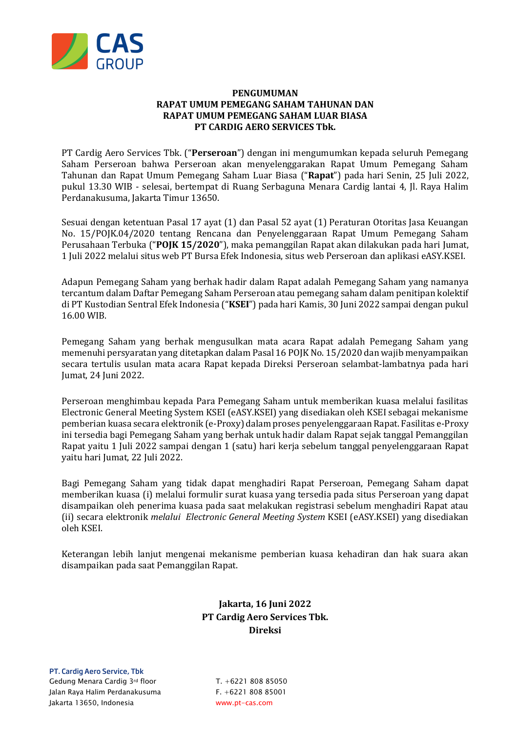**PENGUMUMAN**
**RAPAT UMUM PEMEGANG SAHAM TAHUNAN DAN**
**RAPAT UMUM PEMEGANG SAHAM LUAR BIASA**
**PT CARDIG AERO SERVICES Tbk.**

PT Cardig Aero Services Tbk. ("**Perseroan**") dengan ini mengumumkan kepada seluruh Pemegang Saham Perseroan bahwa Perseroan akan menyelenggarakan Rapat Umum Pemegang Saham Tahunan dan Rapat Umum Pemegang Saham Luar Biasa ("**Rapat**") pada hari Senin, 25 Juli 2022, pukul 13.30 WIB - selesai, bertempat di Ruang Serbaguna Menara Cardig lantai 4, Jl. Raya Halim Perdanakusuma, Jakarta Timur 13650.

Sesuai dengan ketentuan Pasal 17 ayat (1) dan Pasal 52 ayat (1) Peraturan Otoritas Jasa Keuangan No. 15/POJK.04/2020 tentang Rencana dan Penyelenggaraan Rapat Umum Pemegang Saham Perusahaan Terbuka ("**POJK 15/2020**"), maka pemanggilan Rapat akan dilakukan pada hari Jumat, 1 Juli 2022 melalui situs web PT Bursa Efek Indonesia, situs web Perseroan dan aplikasi eASY.KSEI.

Adapun Pemegang Saham yang berhak hadir dalam Rapat adalah Pemegang Saham yang namanya tercantum dalam Daftar Pemegang Saham Perseroan atau pemegang saham dalam penitipan kolektif di PT Kustodian Sentral Efek Indonesia ("**KSEI**") pada hari Kamis, 30 Juni 2022 sampai dengan pukul 16.00 WIB.

Pemegang Saham yang berhak mengusulkan mata acara Rapat adalah Pemegang Saham yang memenuhi persyaratan yang ditetapkan dalam Pasal 16 POJK No. 15/2020 dan wajib menyampaikan secara tertulis usulan mata acara Rapat kepada Direksi Perseroan selambat-lambatnya pada hari Jumat, 24 Juni 2022.

Perseroan menghimbau kepada Para Pemegang Saham untuk memberikan kuasa melalui fasilitas Electronic General Meeting System KSEI (eASY.KSEI) yang disediakan oleh KSEI sebagai mekanisme pemberian kuasa secara elektronik (e-Proxy) dalam proses penyelenggaraan Rapat. Fasilitas e-Proxy ini tersedia bagi Pemegang Saham yang berhak untuk hadir dalam Rapat sejak tanggal Pemanggilan Rapat yaitu 1 Juli 2022 sampai dengan 1 (satu) hari kerja sebelum tanggal penyelenggaraan Rapat yaitu hari Jumat, 22 Juli 2022.

Bagi Pemegang Saham yang tidak dapat menghadiri Rapat Perseroan, Pemegang Saham dapat memberikan kuasa (i) melalui formulir surat kuasa yang tersedia pada situs Perseroan yang dapat disampaikan oleh penerima kuasa pada saat melakukan registrasi sebelum menghadiri Rapat atau (ii) secara elektronik *melalui Electronic General Meeting System* KSEI (eASY.KSEI) yang disediakan oleh KSEI.

Keterangan lebih lanjut mengenai mekanisme pemberian kuasa kehadiran dan hak suara akan disampaikan pada saat Pemanggilan Rapat.

**Jakarta, 16 Juni 2022**
**PT Cardig Aero Services Tbk.**
**Direksi**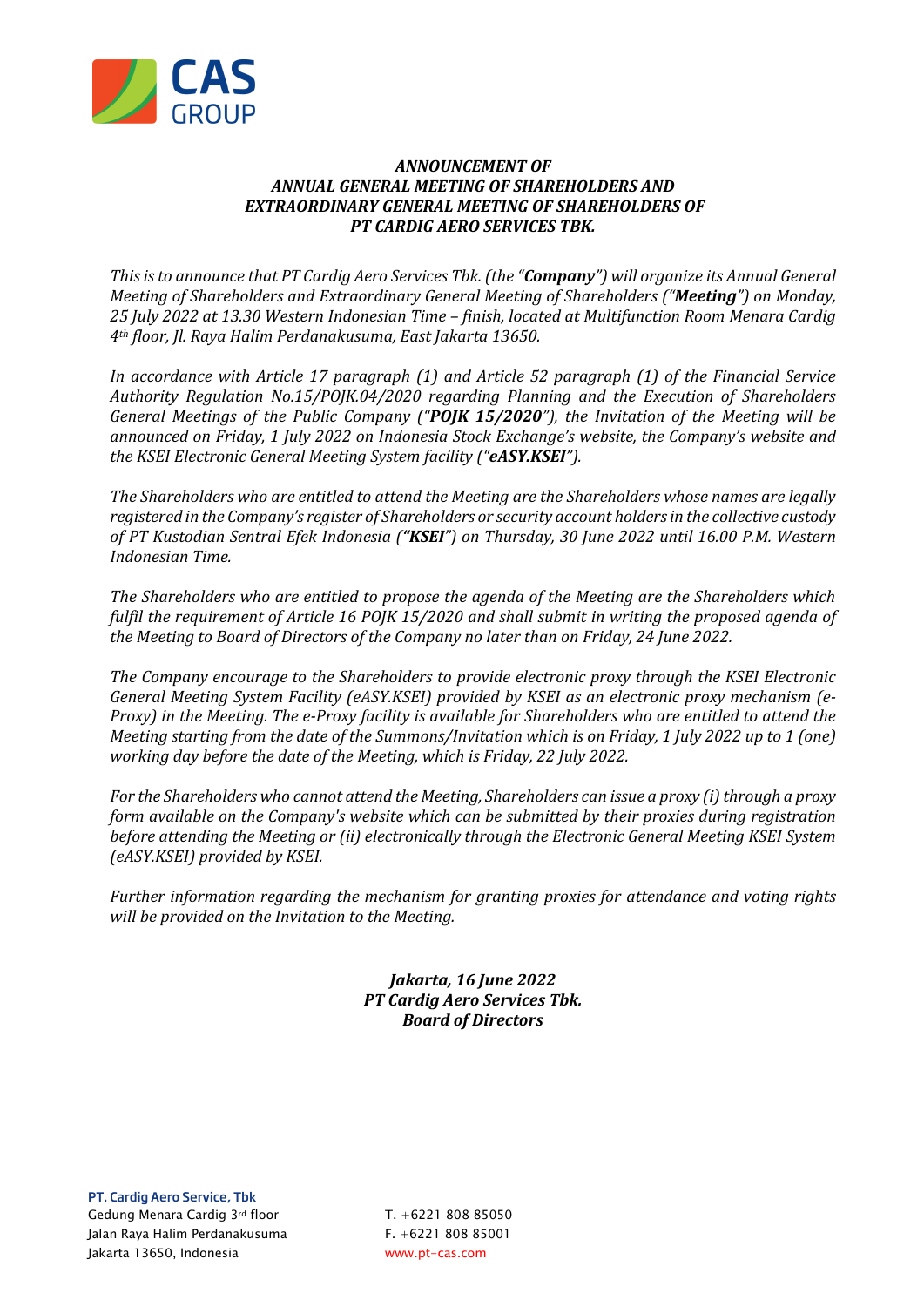***ANNOUNCEMENT OF***
***ANNUAL GENERAL MEETING OF SHAREHOLDERS AND***
***EXTRAORDINARY GENERAL MEETING OF SHAREHOLDERS OF***
***PT CARDIG AERO SERVICES TBK.***

*This is to announce that PT Cardig Aero Services Tbk. (the "**Company**") will organize its Annual General Meeting of Shareholders and Extraordinary General Meeting of Shareholders ("**Meeting**") on Monday, 25 July 2022 at 13.30 Western Indonesian Time – finish, located at Multifunction Room Menara Cardig 4th floor, Jl. Raya Halim Perdanakusuma, East Jakarta 13650.*

*In accordance with Article 17 paragraph (1) and Article 52 paragraph (1) of the Financial Service Authority Regulation No.15/POJK.04/2020 regarding Planning and the Execution of Shareholders General Meetings of the Public Company ("**POJK 15/2020**"), the Invitation of the Meeting will be announced on Friday, 1 July 2022 on Indonesia Stock Exchange's website, the Company's website and the KSEI Electronic General Meeting System facility ("**eASY.KSEI**").*

*The Shareholders who are entitled to attend the Meeting are the Shareholders whose names are legally registered in the Company's register of Shareholders or security account holders in the collective custody of PT Kustodian Sentral Efek Indonesia (**"KSEI**") on Thursday, 30 June 2022 until 16.00 P.M. Western Indonesian Time.*

*The Shareholders who are entitled to propose the agenda of the Meeting are the Shareholders which fulfil the requirement of Article 16 POJK 15/2020 and shall submit in writing the proposed agenda of the Meeting to Board of Directors of the Company no later than on Friday, 24 June 2022.*

*The Company encourage to the Shareholders to provide electronic proxy through the KSEI Electronic General Meeting System Facility (eASY.KSEI) provided by KSEI as an electronic proxy mechanism (e-Proxy) in the Meeting. The e-Proxy facility is available for Shareholders who are entitled to attend the Meeting starting from the date of the Summons/Invitation which is on Friday, 1 July 2022 up to 1 (one) working day before the date of the Meeting, which is Friday, 22 July 2022.*

*For the Shareholders who cannot attend the Meeting, Shareholders can issue a proxy (i) through a proxy form available on the Company's website which can be submitted by their proxies during registration before attending the Meeting or (ii) electronically through the Electronic General Meeting KSEI System (eASY.KSEI) provided by KSEI.*

*Further information regarding the mechanism for granting proxies for attendance and voting rights will be provided on the Invitation to the Meeting.*

***Jakarta, 16 June 2022***
***PT Cardig Aero Services Tbk.***
***Board of Directors***

**PT. Cardig Aero Service, Tbk**
Gedung Menara Cardig 3rd floor
Jalan Raya Halim Perdanakusuma
Jakarta 13650, Indonesia

T. +6221 808 85050
F. +6221 808 85001
www.pt-cas.com